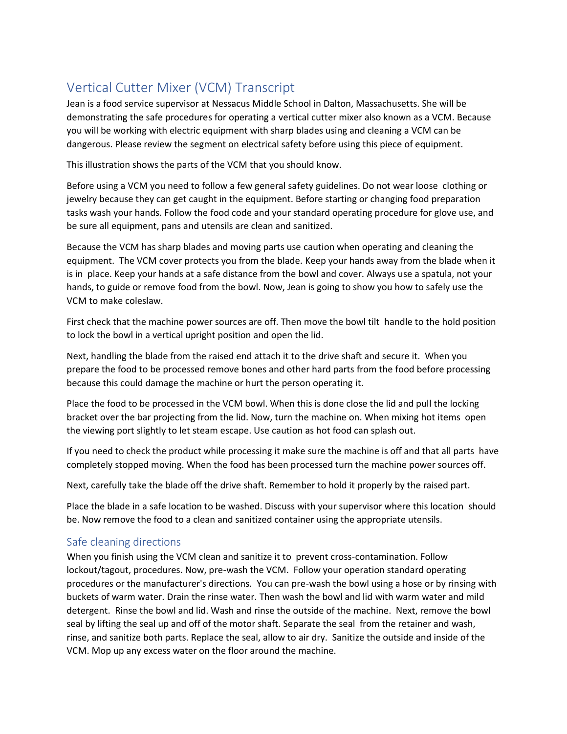# Vertical Cutter Mixer (VCM) Transcript

Jean is a food service supervisor at Nessacus Middle School in Dalton, Massachusetts. She will be demonstrating the safe procedures for operating a vertical cutter mixer also known as a VCM. Because you will be working with electric equipment with sharp blades using and cleaning a VCM can be dangerous. Please review the segment on electrical safety before using this piece of equipment.

This illustration shows the parts of the VCM that you should know.

Before using a VCM you need to follow a few general safety guidelines. Do not wear loose clothing or jewelry because they can get caught in the equipment. Before starting or changing food preparation tasks wash your hands. Follow the food code and your standard operating procedure for glove use, and be sure all equipment, pans and utensils are clean and sanitized.

Because the VCM has sharp blades and moving parts use caution when operating and cleaning the equipment. The VCM cover protects you from the blade. Keep your hands away from the blade when it is in place. Keep your hands at a safe distance from the bowl and cover. Always use a spatula, not your hands, to guide or remove food from the bowl. Now, Jean is going to show you how to safely use the VCM to make coleslaw.

First check that the machine power sources are off. Then move the bowl tilt handle to the hold position to lock the bowl in a vertical upright position and open the lid.

Next, handling the blade from the raised end attach it to the drive shaft and secure it. When you prepare the food to be processed remove bones and other hard parts from the food before processing because this could damage the machine or hurt the person operating it.

Place the food to be processed in the VCM bowl. When this is done close the lid and pull the locking bracket over the bar projecting from the lid. Now, turn the machine on. When mixing hot items open the viewing port slightly to let steam escape. Use caution as hot food can splash out.

If you need to check the product while processing it make sure the machine is off and that all parts have completely stopped moving. When the food has been processed turn the machine power sources off.

Next, carefully take the blade off the drive shaft. Remember to hold it properly by the raised part.

Place the blade in a safe location to be washed. Discuss with your supervisor where this location should be. Now remove the food to a clean and sanitized container using the appropriate utensils.

## Safe cleaning directions

When you finish using the VCM clean and sanitize it to prevent cross-contamination. Follow lockout/tagout, procedures. Now, pre-wash the VCM. Follow your operation standard operating procedures or the manufacturer's directions. You can pre-wash the bowl using a hose or by rinsing with buckets of warm water. Drain the rinse water. Then wash the bowl and lid with warm water and mild detergent. Rinse the bowl and lid. Wash and rinse the outside of the machine. Next, remove the bowl seal by lifting the seal up and off of the motor shaft. Separate the seal from the retainer and wash, rinse, and sanitize both parts. Replace the seal, allow to air dry. Sanitize the outside and inside of the VCM. Mop up any excess water on the floor around the machine.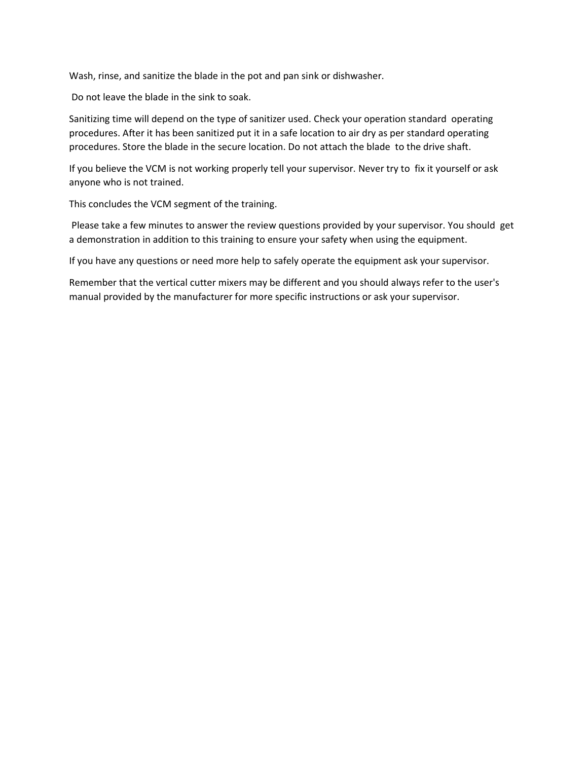Wash, rinse, and sanitize the blade in the pot and pan sink or dishwasher.

Do not leave the blade in the sink to soak.

Sanitizing time will depend on the type of sanitizer used. Check your operation standard operating procedures. After it has been sanitized put it in a safe location to air dry as per standard operating procedures. Store the blade in the secure location. Do not attach the blade to the drive shaft.

If you believe the VCM is not working properly tell your supervisor. Never try to fix it yourself or ask anyone who is not trained.

This concludes the VCM segment of the training.

Please take a few minutes to answer the review questions provided by your supervisor. You should get a demonstration in addition to this training to ensure your safety when using the equipment.

If you have any questions or need more help to safely operate the equipment ask your supervisor.

Remember that the vertical cutter mixers may be different and you should always refer to the user's manual provided by the manufacturer for more specific instructions or ask your supervisor.